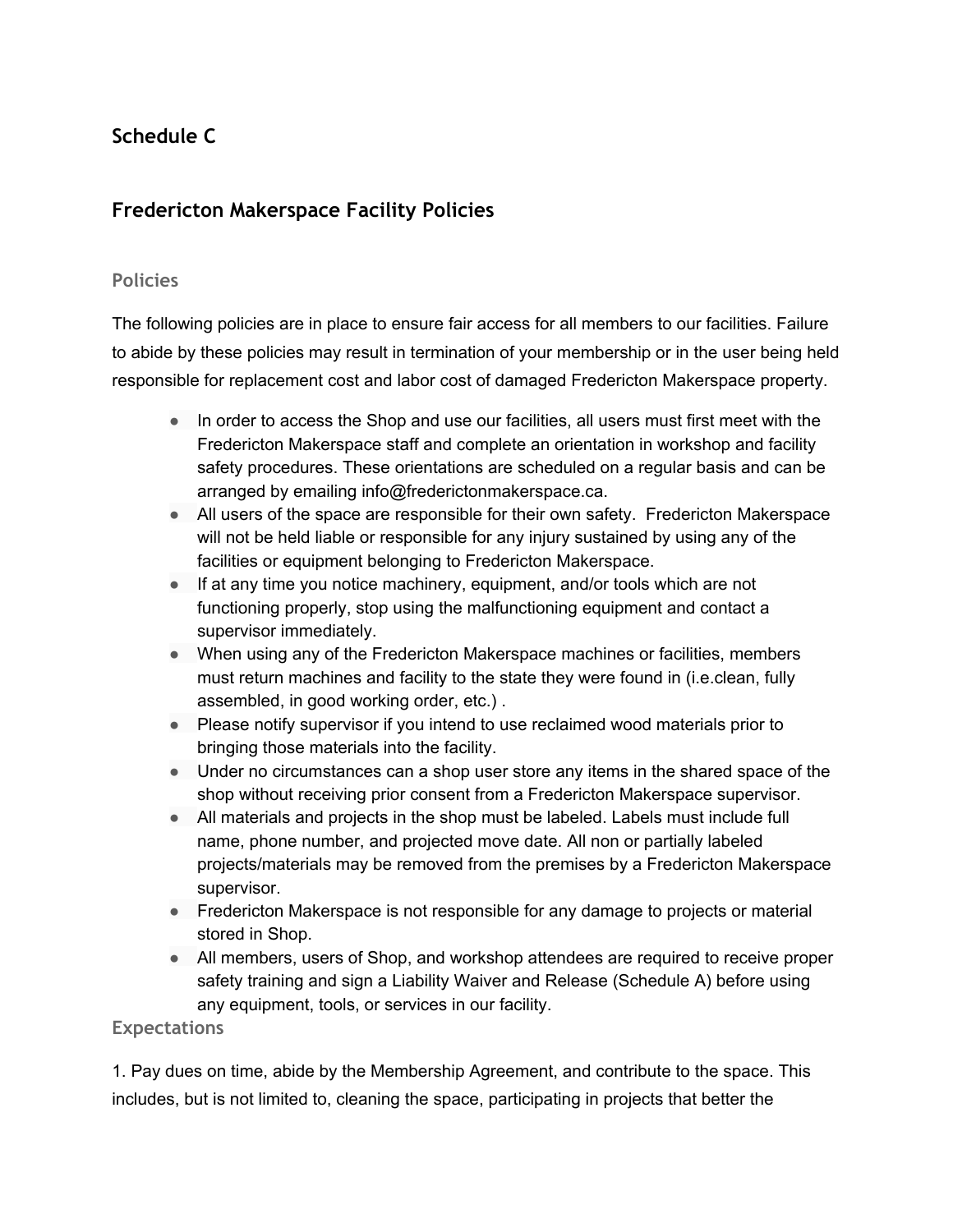## Schedule C

## Fredericton Makerspace Facility Policies

### Policies

The following policies are in place to ensure fair access for all members to our facilities. Failure to abide by these policies may result in termination of your membership or in the user being held responsible for replacement cost and labor cost of damaged Fredericton Makerspace property.

- In order to access the Shop and use our facilities, all users must first meet with the Fredericton Makerspace staff and complete an orientation in workshop and facility safety procedures. These orientations are scheduled on a regular basis and can be arranged by emailing info@frederictonmakerspace.ca.
- All users of the space are responsible for their own safety. Fredericton Makerspace will not be held liable or responsible for any injury sustained by using any of the facilities or equipment belonging to Fredericton Makerspace.
- If at any time you notice machinery, equipment, and/or tools which are not functioning properly, stop using the malfunctioning equipment and contact a supervisor immediately.
- When using any of the Fredericton Makerspace machines or facilities, members must return machines and facility to the state they were found in (i.e.clean, fully assembled, in good working order, etc.) .
- Please notify supervisor if you intend to use reclaimed wood materials prior to bringing those materials into the facility.
- Under no circumstances can a shop user store any items in the shared space of the shop without receiving prior consent from a Fredericton Makerspace supervisor.
- All materials and projects in the shop must be labeled. Labels must include full name, phone number, and projected move date. All non or partially labeled projects/materials may be removed from the premises by a Fredericton Makerspace supervisor.
- Fredericton Makerspace is not responsible for any damage to projects or material stored in Shop.
- All members, users of Shop, and workshop attendees are required to receive proper safety training and sign a Liability Waiver and Release (Schedule A) before using any equipment, tools, or services in our facility.

### Expectations

1. Pay dues on time, abide by the Membership Agreement, and contribute to the space. This includes, but is not limited to, cleaning the space, participating in projects that better the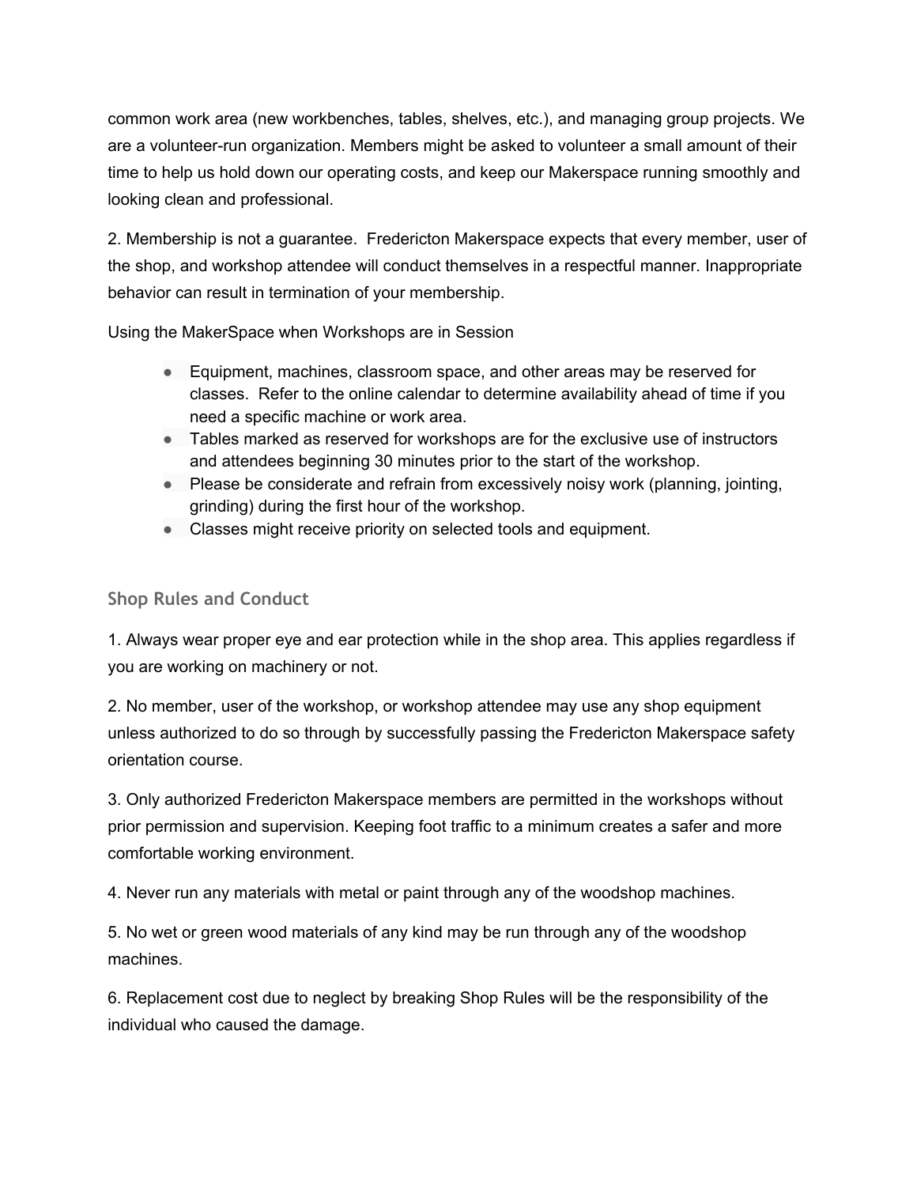common work area (new workbenches, tables, shelves, etc.), and managing group projects. We are a volunteer-run organization. Members might be asked to volunteer a small amount of their time to help us hold down our operating costs, and keep our Makerspace running smoothly and looking clean and professional.

2. Membership is not a guarantee. Fredericton Makerspace expects that every member, user of the shop, and workshop attendee will conduct themselves in a respectful manner. Inappropriate behavior can result in termination of your membership.

Using the MakerSpace when Workshops are in Session

- Equipment, machines, classroom space, and other areas may be reserved for classes. Refer to the online calendar to determine availability ahead of time if you need a specific machine or work area.
- Tables marked as reserved for workshops are for the exclusive use of instructors and attendees beginning 30 minutes prior to the start of the workshop.
- Please be considerate and refrain from excessively noisy work (planning, jointing, grinding) during the first hour of the workshop.
- Classes might receive priority on selected tools and equipment.

## Shop Rules and Conduct

1. Always wear proper eye and ear protection while in the shop area. This applies regardless if you are working on machinery or not.

2. No member, user of the workshop, or workshop attendee may use any shop equipment unless authorized to do so through by successfully passing the Fredericton Makerspace safety orientation course.

3. Only authorized Fredericton Makerspace members are permitted in the workshops without prior permission and supervision. Keeping foot traffic to a minimum creates a safer and more comfortable working environment.

4. Never run any materials with metal or paint through any of the woodshop machines.

5. No wet or green wood materials of any kind may be run through any of the woodshop machines.

6. Replacement cost due to neglect by breaking Shop Rules will be the responsibility of the individual who caused the damage.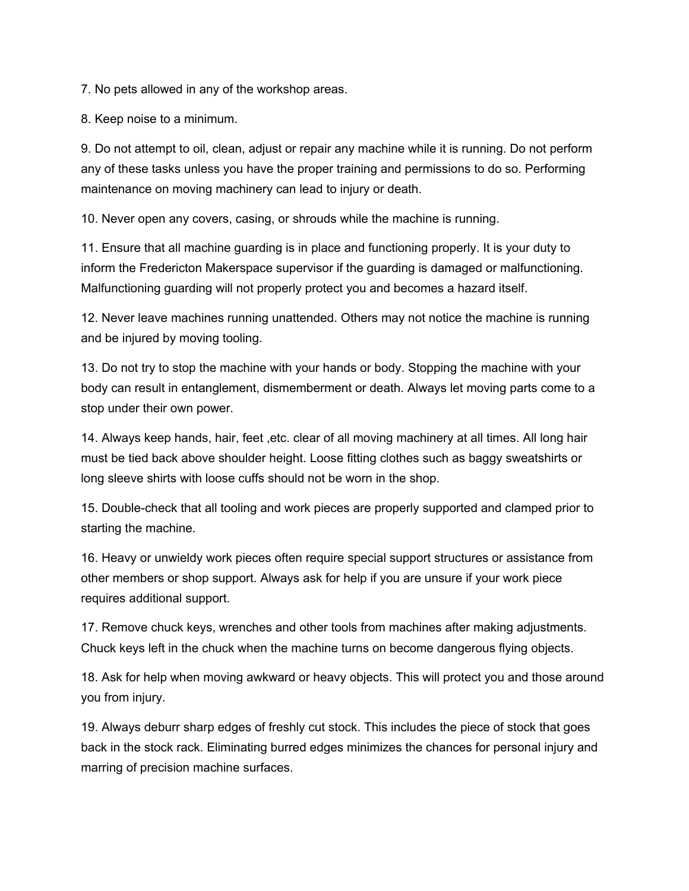7. No pets allowed in any of the workshop areas.

8. Keep noise to a minimum.

9. Do not attempt to oil, clean, adjust or repair any machine while it is running. Do not perform any of these tasks unless you have the proper training and permissions to do so. Performing maintenance on moving machinery can lead to injury or death.

10. Never open any covers, casing, or shrouds while the machine is running.

11. Ensure that all machine guarding is in place and functioning properly. It is your duty to inform the Fredericton Makerspace supervisor if the guarding is damaged or malfunctioning. Malfunctioning guarding will not properly protect you and becomes a hazard itself.

12. Never leave machines running unattended. Others may not notice the machine is running and be injured by moving tooling.

13. Do not try to stop the machine with your hands or body. Stopping the machine with your body can result in entanglement, dismemberment or death. Always let moving parts come to a stop under their own power.

14. Always keep hands, hair, feet ,etc. clear of all moving machinery at all times. All long hair must be tied back above shoulder height. Loose fitting clothes such as baggy sweatshirts or long sleeve shirts with loose cuffs should not be worn in the shop.

15. Double-check that all tooling and work pieces are properly supported and clamped prior to starting the machine.

16. Heavy or unwieldy work pieces often require special support structures or assistance from other members or shop support. Always ask for help if you are unsure if your work piece requires additional support.

17. Remove chuck keys, wrenches and other tools from machines after making adjustments. Chuck keys left in the chuck when the machine turns on become dangerous flying objects.

18. Ask for help when moving awkward or heavy objects. This will protect you and those around you from injury.

19. Always deburr sharp edges of freshly cut stock. This includes the piece of stock that goes back in the stock rack. Eliminating burred edges minimizes the chances for personal injury and marring of precision machine surfaces.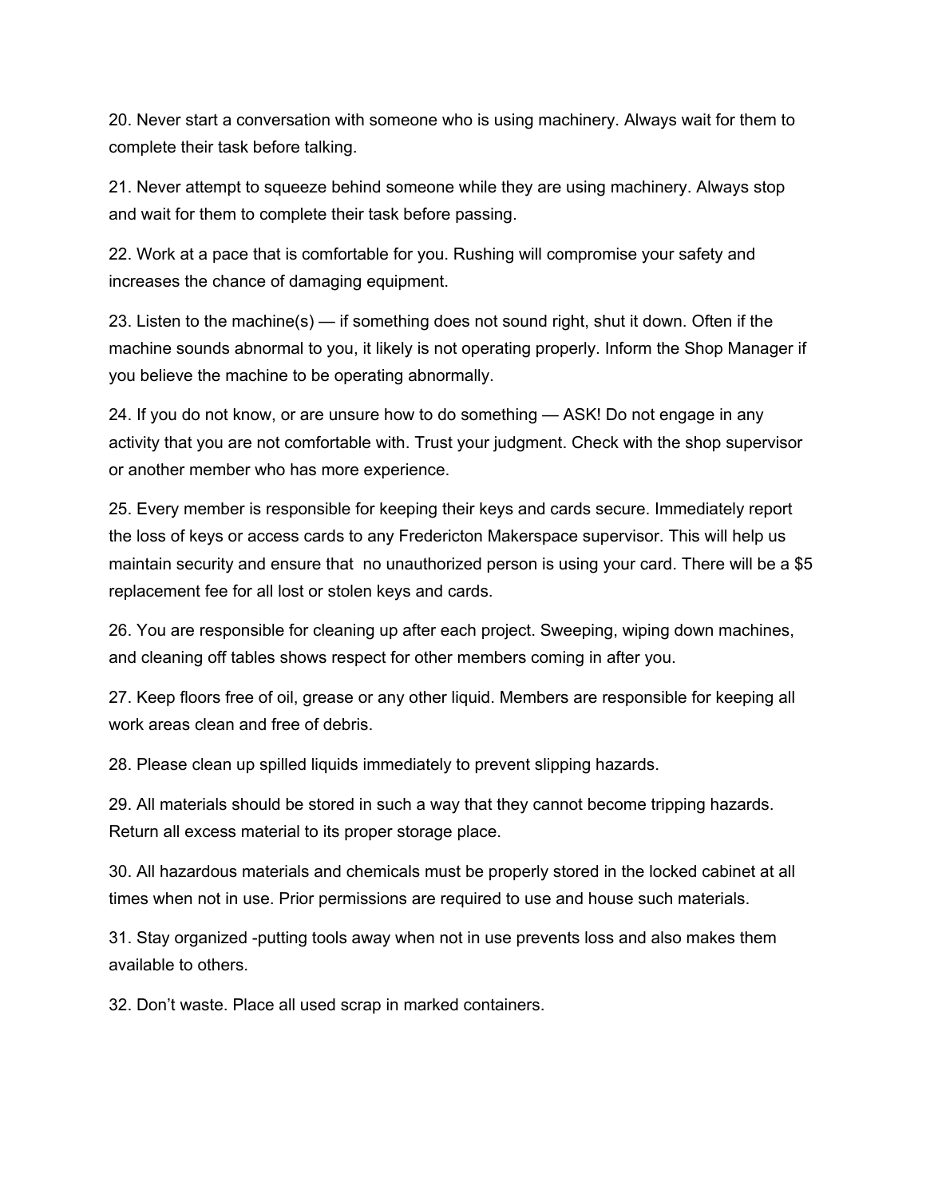20. Never start a conversation with someone who is using machinery. Always wait for them to complete their task before talking.

21. Never attempt to squeeze behind someone while they are using machinery. Always stop and wait for them to complete their task before passing.

22. Work at a pace that is comfortable for you. Rushing will compromise your safety and increases the chance of damaging equipment.

23. Listen to the machine(s) — if something does not sound right, shut it down. Often if the machine sounds abnormal to you, it likely is not operating properly. Inform the Shop Manager if you believe the machine to be operating abnormally.

24. If you do not know, or are unsure how to do something — ASK! Do not engage in any activity that you are not comfortable with. Trust your judgment. Check with the shop supervisor or another member who has more experience.

25. Every member is responsible for keeping their keys and cards secure. Immediately report the loss of keys or access cards to any Fredericton Makerspace supervisor. This will help us maintain security and ensure that  no unauthorized person is using your card. There will be a $5 replacement fee for all lost or stolen keys and cards.

26. You are responsible for cleaning up after each project. Sweeping, wiping down machines, and cleaning off tables shows respect for other members coming in after you.

27. Keep floors free of oil, grease or any other liquid. Members are responsible for keeping all work areas clean and free of debris.

28. Please clean up spilled liquids immediately to prevent slipping hazards.

29. All materials should be stored in such a way that they cannot become tripping hazards. Return all excess material to its proper storage place.

30. All hazardous materials and chemicals must be properly stored in the locked cabinet at all times when not in use. Prior permissions are required to use and house such materials.

31. Stay organized -putting tools away when not in use prevents loss and also makes them available to others.

32. Don’t waste. Place all used scrap in marked containers.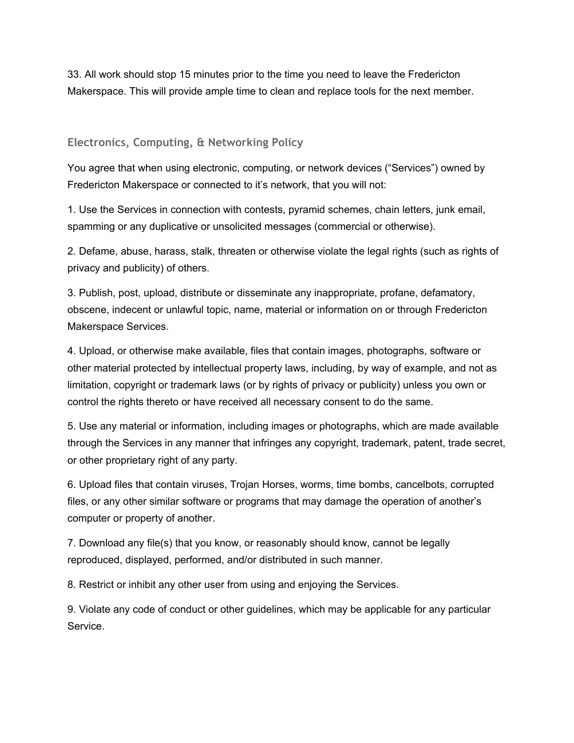33. All work should stop 15 minutes prior to the time you need to leave the Fredericton Makerspace. This will provide ample time to clean and replace tools for the next member.

## Electronics, Computing, & Networking Policy

You agree that when using electronic, computing, or network devices (“Services”) owned by Fredericton Makerspace or connected to it’s network, that you will not:

1. Use the Services in connection with contests, pyramid schemes, chain letters, junk email, spamming or any duplicative or unsolicited messages (commercial or otherwise).

2. Defame, abuse, harass, stalk, threaten or otherwise violate the legal rights (such as rights of privacy and publicity) of others.

3. Publish, post, upload, distribute or disseminate any inappropriate, profane, defamatory, obscene, indecent or unlawful topic, name, material or information on or through Fredericton Makerspace Services.

4. Upload, or otherwise make available, files that contain images, photographs, software or other material protected by intellectual property laws, including, by way of example, and not as limitation, copyright or trademark laws (or by rights of privacy or publicity) unless you own or control the rights thereto or have received all necessary consent to do the same.

5. Use any material or information, including images or photographs, which are made available through the Services in any manner that infringes any copyright, trademark, patent, trade secret, or other proprietary right of any party.

6. Upload files that contain viruses, Trojan Horses, worms, time bombs, cancelbots, corrupted files, or any other similar software or programs that may damage the operation of another’s computer or property of another.

7. Download any file(s) that you know, or reasonably should know, cannot be legally reproduced, displayed, performed, and/or distributed in such manner.

8. Restrict or inhibit any other user from using and enjoying the Services.

9. Violate any code of conduct or other guidelines, which may be applicable for any particular Service.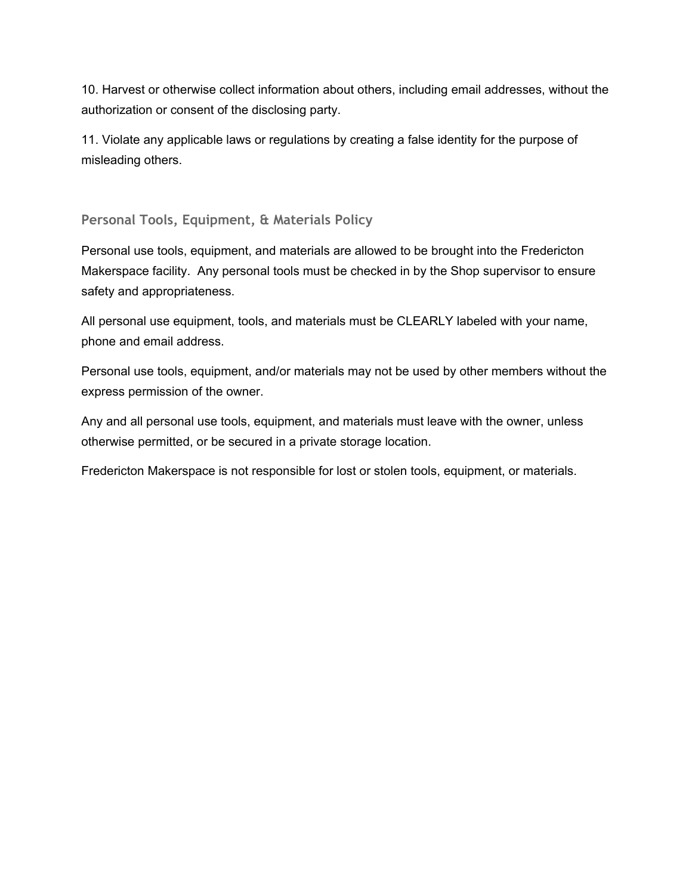10. Harvest or otherwise collect information about others, including email addresses, without the authorization or consent of the disclosing party.

11. Violate any applicable laws or regulations by creating a false identity for the purpose of misleading others.

## Personal Tools, Equipment, & Materials Policy

Personal use tools, equipment, and materials are allowed to be brought into the Fredericton Makerspace facility. Any personal tools must be checked in by the Shop supervisor to ensure safety and appropriateness.

All personal use equipment, tools, and materials must be CLEARLY labeled with your name, phone and email address.

Personal use tools, equipment, and/or materials may not be used by other members without the express permission of the owner.

Any and all personal use tools, equipment, and materials must leave with the owner, unless otherwise permitted, or be secured in a private storage location.

Fredericton Makerspace is not responsible for lost or stolen tools, equipment, or materials.